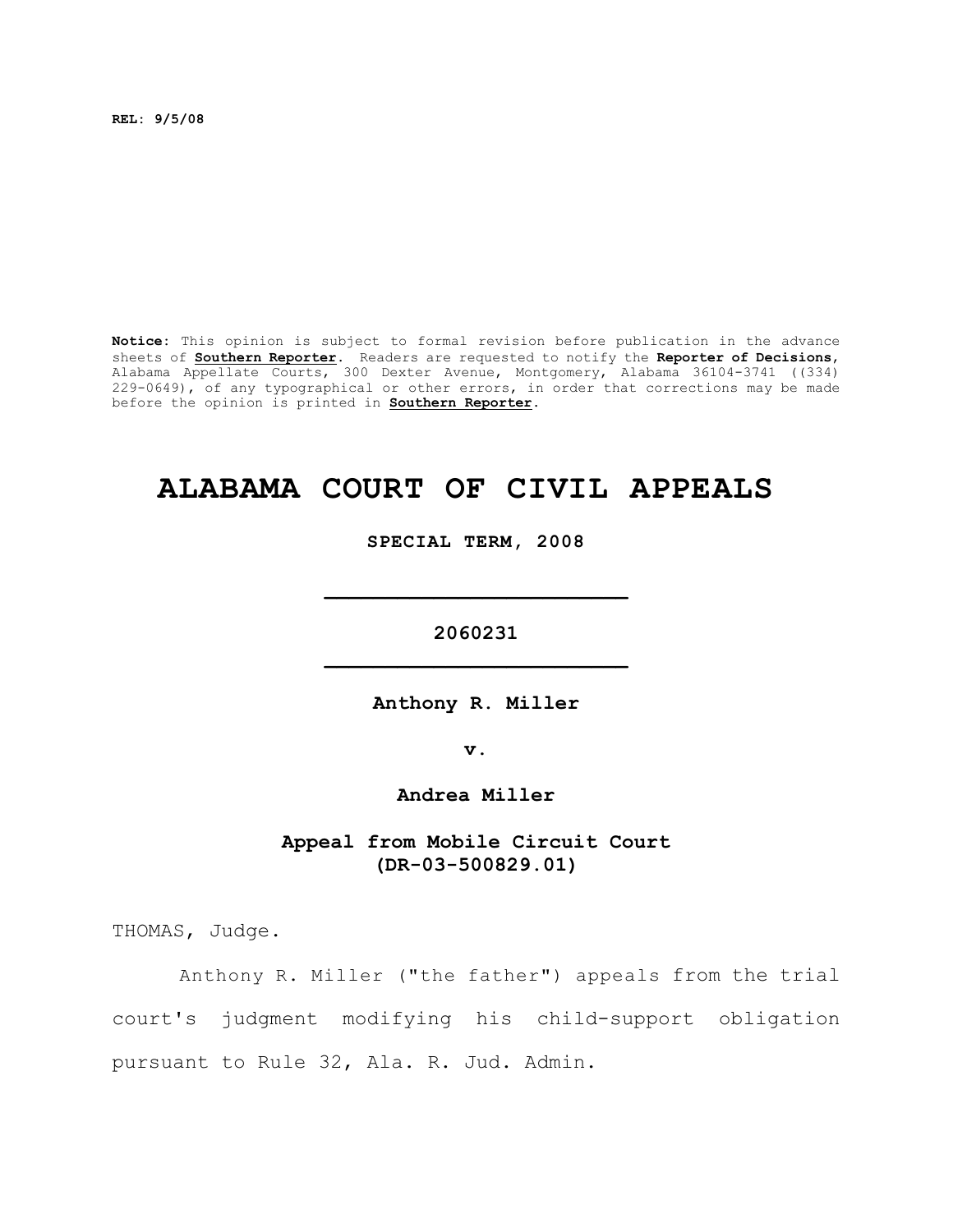**REL: 9/5/08**

**Notice:** This opinion is subject to formal revision before publication in the advance sheets of **Southern Reporter**. Readers are requested to notify the **Reporter of Decisions**, Alabama Appellate Courts, 300 Dexter Avenue, Montgomery, Alabama 36104-3741 ((334) 229-0649), of any typographical or other errors, in order that corrections may be made before the opinion is printed in **Southern Reporter**.

# ALABAMA COURT OF CIVIL APPEALS

**SPECIAL TERM, 2008**

_________________________

**2060231**

_________________________

**Anthony R. Miller**

**v.**

**Andrea Miller**

**Appeal from Mobile Circuit Court (DR-03-500829.01)**

THOMAS, Judge.

Anthony R. Miller ("the father") appeals from the trial court's judgment modifying his child-support obligation pursuant to Rule 32, Ala. R. Jud. Admin.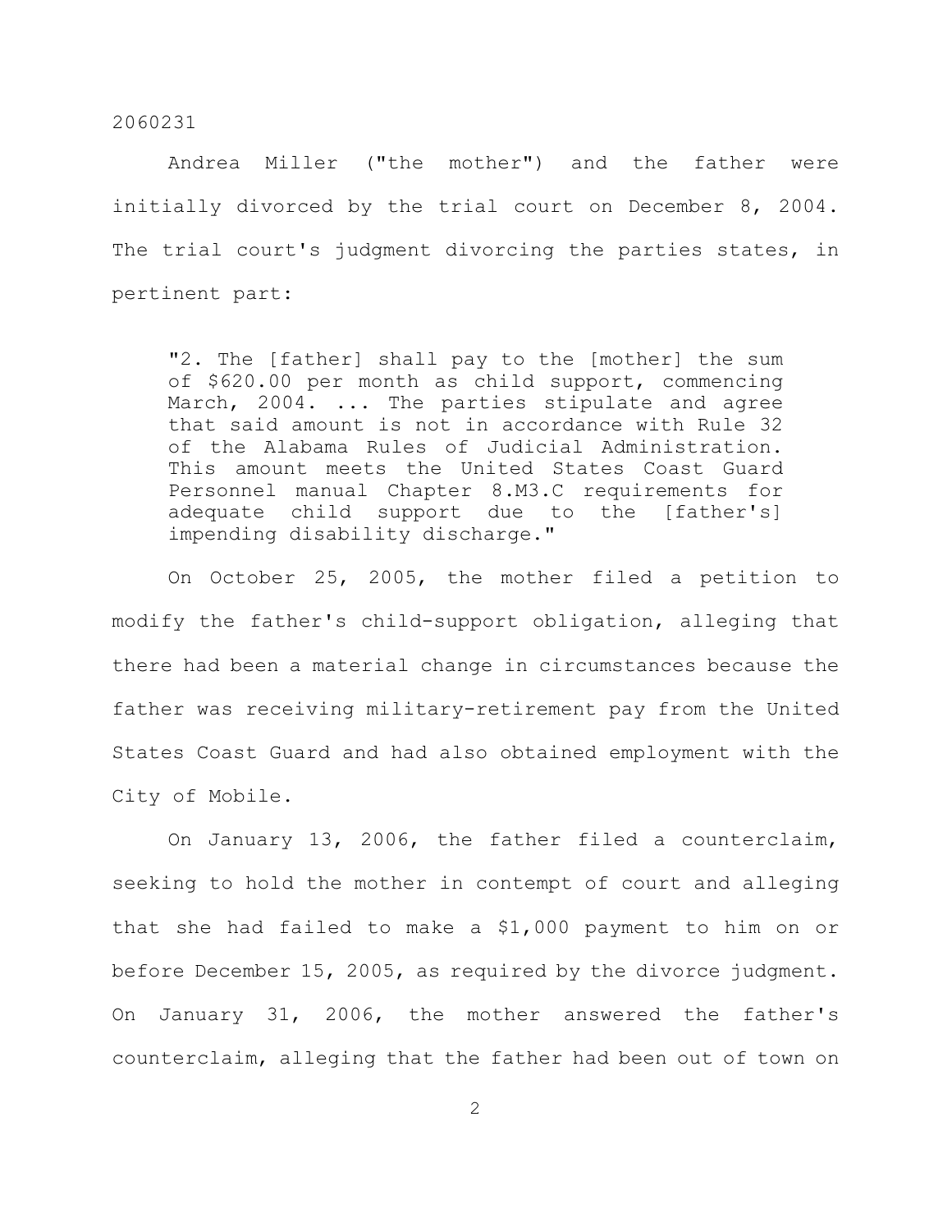Andrea Miller ("the mother") and the father were initially divorced by the trial court on December 8, 2004. The trial court's judgment divorcing the parties states, in pertinent part:

> "2. The [father] shall pay to the [mother] the sum of $620.00 per month as child support, commencing March, 2004. ... The parties stipulate and agree that said amount is not in accordance with Rule 32 of the Alabama Rules of Judicial Administration. This amount meets the United States Coast Guard Personnel manual Chapter 8.M3.C requirements for adequate child support due to the [father's] impending disability discharge."

On October 25, 2005, the mother filed a petition to modify the father's child-support obligation, alleging that there had been a material change in circumstances because the father was receiving military-retirement pay from the United States Coast Guard and had also obtained employment with the City of Mobile.

On January 13, 2006, the father filed a counterclaim, seeking to hold the mother in contempt of court and alleging that she had failed to make a $1,000 payment to him on or before December 15, 2005, as required by the divorce judgment. On January 31, 2006, the mother answered the father's counterclaim, alleging that the father had been out of town on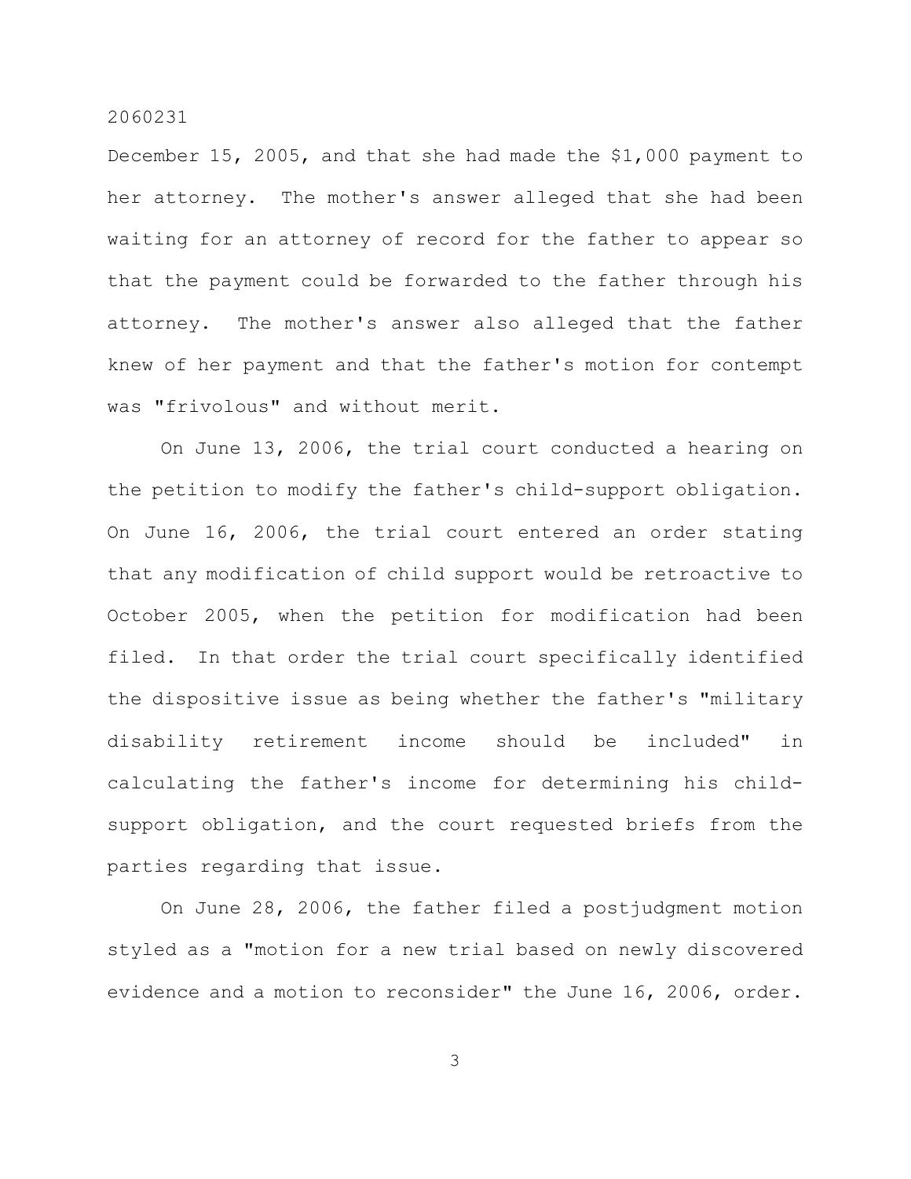December 15, 2005, and that she had made the $1,000 payment to her attorney. The mother's answer alleged that she had been waiting for an attorney of record for the father to appear so that the payment could be forwarded to the father through his attorney. The mother's answer also alleged that the father knew of her payment and that the father's motion for contempt was "frivolous" and without merit.

On June 13, 2006, the trial court conducted a hearing on the petition to modify the father's child-support obligation. On June 16, 2006, the trial court entered an order stating that any modification of child support would be retroactive to October 2005, when the petition for modification had been filed. In that order the trial court specifically identified the dispositive issue as being whether the father's "military disability retirement income should be included" in calculating the father's income for determining his child-support obligation, and the court requested briefs from the parties regarding that issue.

On June 28, 2006, the father filed a postjudgment motion styled as a "motion for a new trial based on newly discovered evidence and a motion to reconsider" the June 16, 2006, order.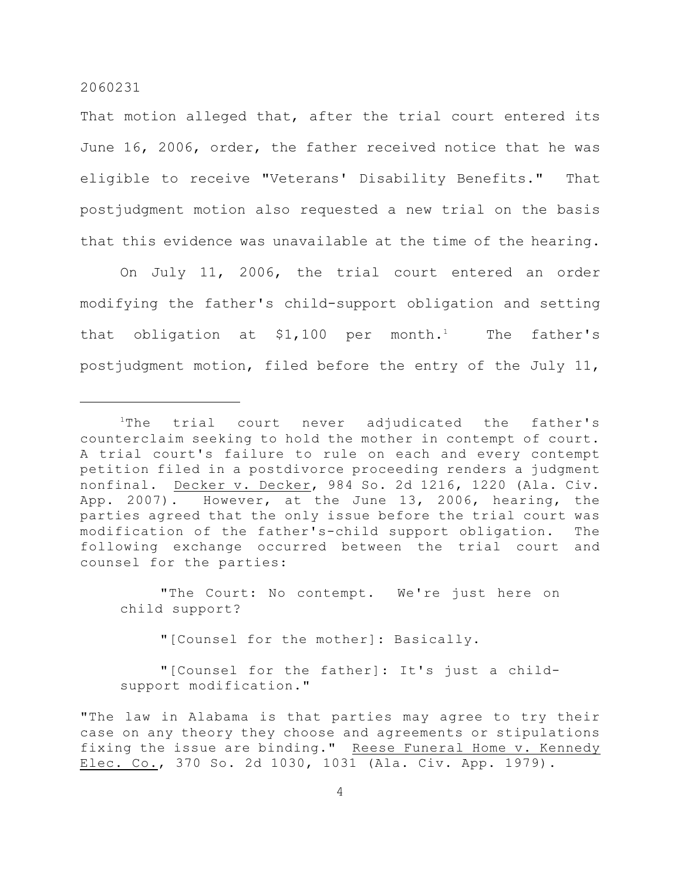That motion alleged that, after the trial court entered its June 16, 2006, order, the father received notice that he was eligible to receive "Veterans' Disability Benefits." That postjudgment motion also requested a new trial on the basis that this evidence was unavailable at the time of the hearing.

On July 11, 2006, the trial court entered an order modifying the father's child-support obligation and setting that obligation at $1,100 per month.[1] The father's postjudgment motion, filed before the entry of the July 11,

---

[1]The trial court never adjudicated the father's counterclaim seeking to hold the mother in contempt of court. A trial court's failure to rule on each and every contempt petition filed in a postdivorce proceeding renders a judgment nonfinal. Decker v. Decker, 984 So. 2d 1216, 1220 (Ala. Civ. App. 2007). However, at the June 13, 2006, hearing, the parties agreed that the only issue before the trial court was modification of the father's-child support obligation. The following exchange occurred between the trial court and counsel for the parties:

> "The Court: No contempt. We're just here on child support?
>
> "[Counsel for the mother]: Basically.
>
> "[Counsel for the father]: It's just a child-support modification."

"The law in Alabama is that parties may agree to try their case on any theory they choose and agreements or stipulations fixing the issue are binding." Reese Funeral Home v. Kennedy Elec. Co., 370 So. 2d 1030, 1031 (Ala. Civ. App. 1979).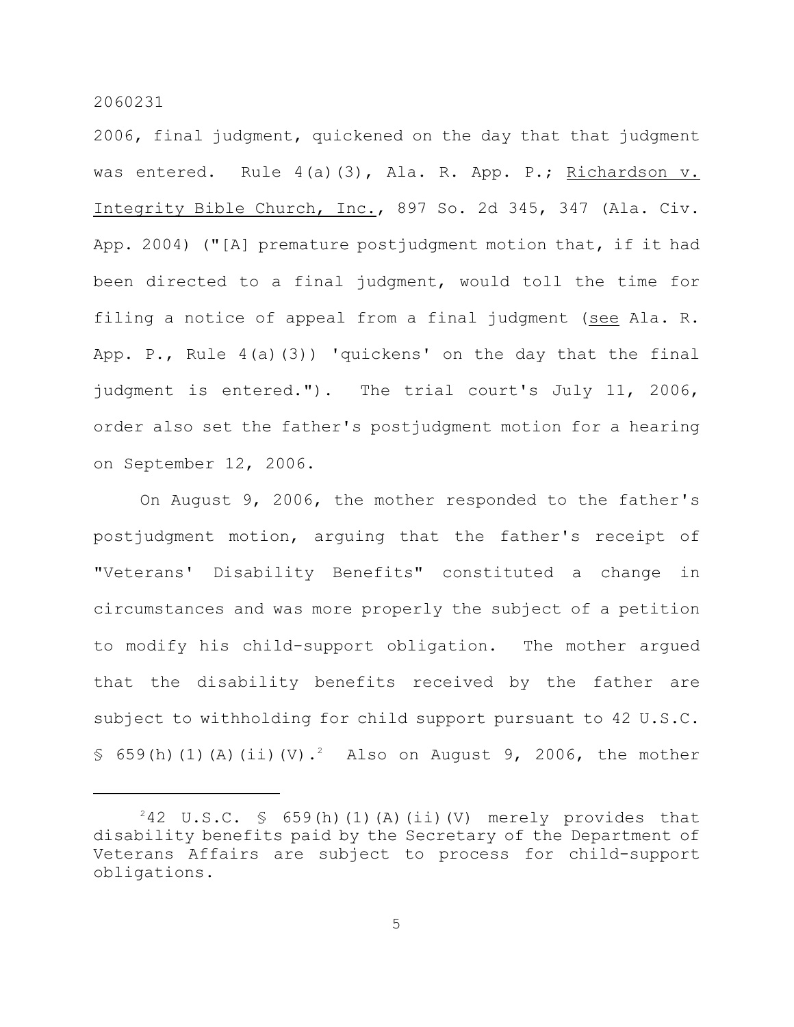2006, final judgment, quickened on the day that that judgment was entered. Rule 4(a)(3), Ala. R. App. P.; Richardson v. Integrity Bible Church, Inc., 897 So. 2d 345, 347 (Ala. Civ. App. 2004) ("[A] premature postjudgment motion that, if it had been directed to a final judgment, would toll the time for filing a notice of appeal from a final judgment (see Ala. R. App. P., Rule 4(a)(3)) 'quickens' on the day that the final judgment is entered."). The trial court's July 11, 2006, order also set the father's postjudgment motion for a hearing on September 12, 2006.

On August 9, 2006, the mother responded to the father's postjudgment motion, arguing that the father's receipt of "Veterans' Disability Benefits" constituted a change in circumstances and was more properly the subject of a petition to modify his child-support obligation. The mother argued that the disability benefits received by the father are subject to withholding for child support pursuant to 42 U.S.C. § 659(h)(1)(A)(ii)(V).[2] Also on August 9, 2006, the mother

---

[2] 42 U.S.C. § 659(h)(1)(A)(ii)(V) merely provides that disability benefits paid by the Secretary of the Department of Veterans Affairs are subject to process for child-support obligations.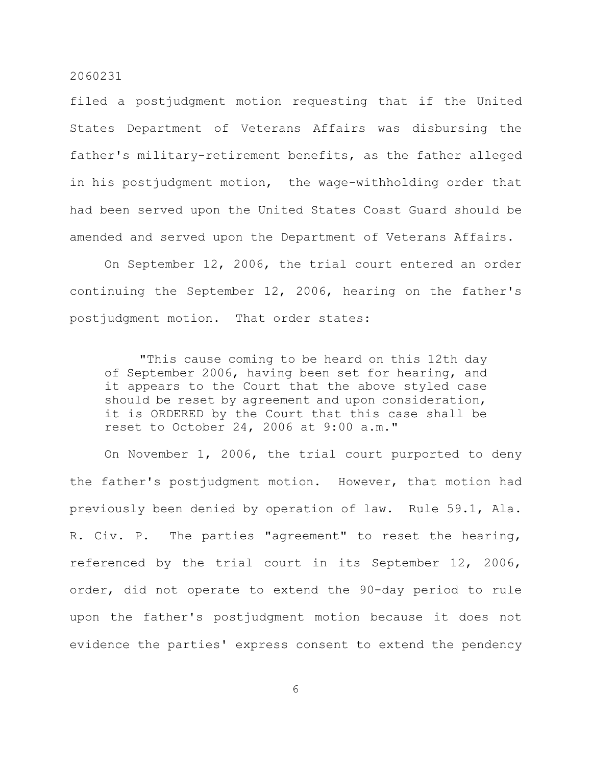filed a postjudgment motion requesting that if the United States Department of Veterans Affairs was disbursing the father's military-retirement benefits, as the father alleged in his postjudgment motion, the wage-withholding order that had been served upon the United States Coast Guard should be amended and served upon the Department of Veterans Affairs.

On September 12, 2006, the trial court entered an order continuing the September 12, 2006, hearing on the father's postjudgment motion. That order states:

> "This cause coming to be heard on this 12th day of September 2006, having been set for hearing, and it appears to the Court that the above styled case should be reset by agreement and upon consideration, it is ORDERED by the Court that this case shall be reset to October 24, 2006 at 9:00 a.m."

On November 1, 2006, the trial court purported to deny the father's postjudgment motion. However, that motion had previously been denied by operation of law. Rule 59.1, Ala. R. Civ. P. The parties "agreement" to reset the hearing, referenced by the trial court in its September 12, 2006, order, did not operate to extend the 90-day period to rule upon the father's postjudgment motion because it does not evidence the parties' express consent to extend the pendency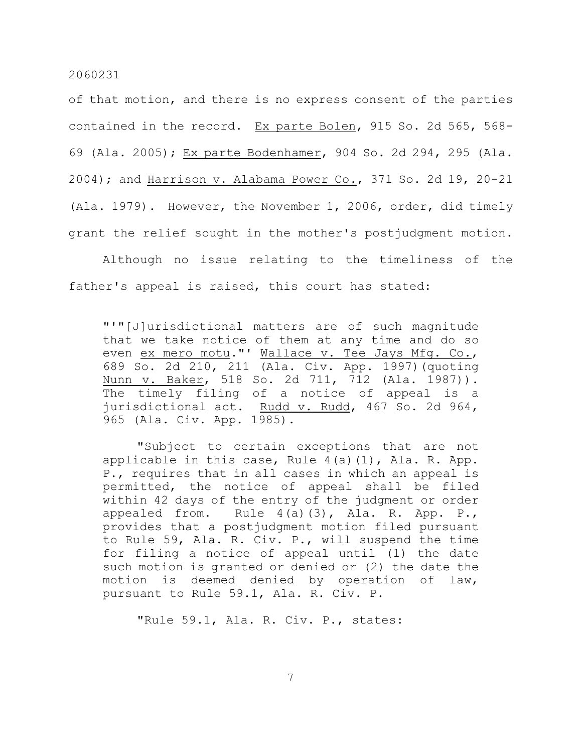of that motion, and there is no express consent of the parties contained in the record. _Ex parte Bolen_, 915 So. 2d 565, 568-69 (Ala. 2005); _Ex parte Bodenhamer_, 904 So. 2d 294, 295 (Ala. 2004); and _Harrison v. Alabama Power Co._, 371 So. 2d 19, 20-21 (Ala. 1979). However, the November 1, 2006, order, did timely grant the relief sought in the mother's postjudgment motion.

Although no issue relating to the timeliness of the father's appeal is raised, this court has stated:

> "'"[J]urisdictional matters are of such magnitude that we take notice of them at any time and do so even _ex mero motu_."' _Wallace v. Tee Jays Mfg. Co._, 689 So. 2d 210, 211 (Ala. Civ. App. 1997)(quoting _Nunn v. Baker_, 518 So. 2d 711, 712 (Ala. 1987)). The timely filing of a notice of appeal is a jurisdictional act. _Rudd v. Rudd_, 467 So. 2d 964, 965 (Ala. Civ. App. 1985).
>
> "Subject to certain exceptions that are not applicable in this case, Rule 4(a)(1), Ala. R. App. P., requires that in all cases in which an appeal is permitted, the notice of appeal shall be filed within 42 days of the entry of the judgment or order appealed from. Rule 4(a)(3), Ala. R. App. P., provides that a postjudgment motion filed pursuant to Rule 59, Ala. R. Civ. P., will suspend the time for filing a notice of appeal until (1) the date such motion is granted or denied or (2) the date the motion is deemed denied by operation of law, pursuant to Rule 59.1, Ala. R. Civ. P.
>
> "Rule 59.1, Ala. R. Civ. P., states: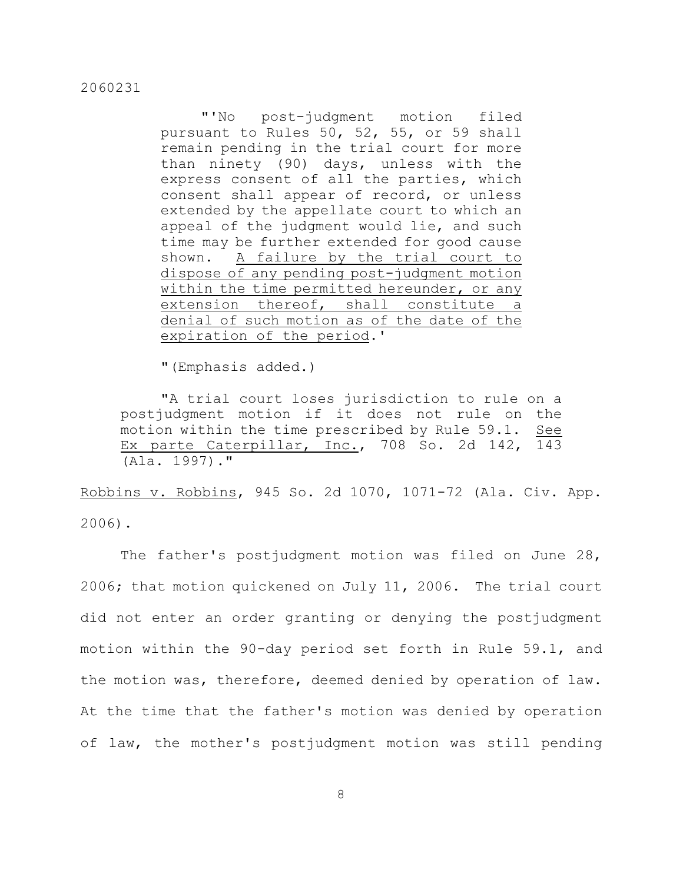> "'No post-judgment motion filed pursuant to Rules 50, 52, 55, or 59 shall remain pending in the trial court for more than ninety (90) days, unless with the express consent of all the parties, which consent shall appear of record, or unless extended by the appellate court to which an appeal of the judgment would lie, and such time may be further extended for good cause shown. <u>A failure by the trial court to dispose of any pending post-judgment motion within the time permitted hereunder, or any extension thereof, shall constitute a denial of such motion as of the date of the expiration of the period</u>.'
>
> "(Emphasis added.)
>
> "A trial court loses jurisdiction to rule on a postjudgment motion if it does not rule on the motion within the time prescribed by Rule 59.1. <u>See</u> <u>Ex parte Caterpillar, Inc.</u>, 708 So. 2d 142, 143 (Ala. 1997)."

<u>Robbins v. Robbins</u>, 945 So. 2d 1070, 1071-72 (Ala. Civ. App. 2006).

The father's postjudgment motion was filed on June 28, 2006; that motion quickened on July 11, 2006. The trial court did not enter an order granting or denying the postjudgment motion within the 90-day period set forth in Rule 59.1, and the motion was, therefore, deemed denied by operation of law. At the time that the father's motion was denied by operation of law, the mother's postjudgment motion was still pending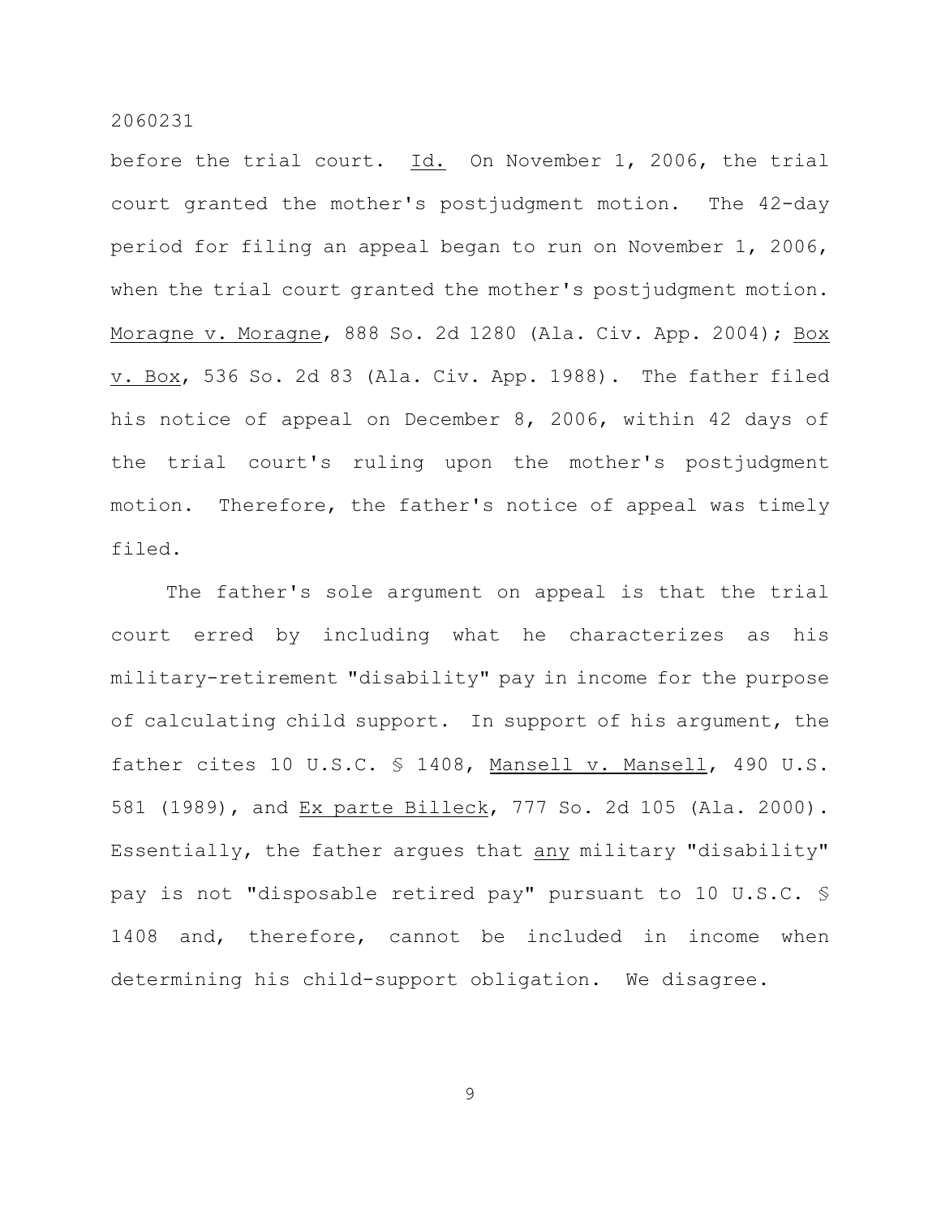before the trial court. _Id._ On November 1, 2006, the trial court granted the mother's postjudgment motion. The 42-day period for filing an appeal began to run on November 1, 2006, when the trial court granted the mother's postjudgment motion. _Moragne v. Moragne_, 888 So. 2d 1280 (Ala. Civ. App. 2004); _Box v. Box_, 536 So. 2d 83 (Ala. Civ. App. 1988). The father filed his notice of appeal on December 8, 2006, within 42 days of the trial court's ruling upon the mother's postjudgment motion. Therefore, the father's notice of appeal was timely filed.

The father's sole argument on appeal is that the trial court erred by including what he characterizes as his military-retirement "disability" pay in income for the purpose of calculating child support. In support of his argument, the father cites 10 U.S.C. § 1408, _Mansell v. Mansell_, 490 U.S. 581 (1989), and _Ex parte Billeck_, 777 So. 2d 105 (Ala. 2000). Essentially, the father argues that _any_ military "disability" pay is not "disposable retired pay" pursuant to 10 U.S.C. § 1408 and, therefore, cannot be included in income when determining his child-support obligation. We disagree.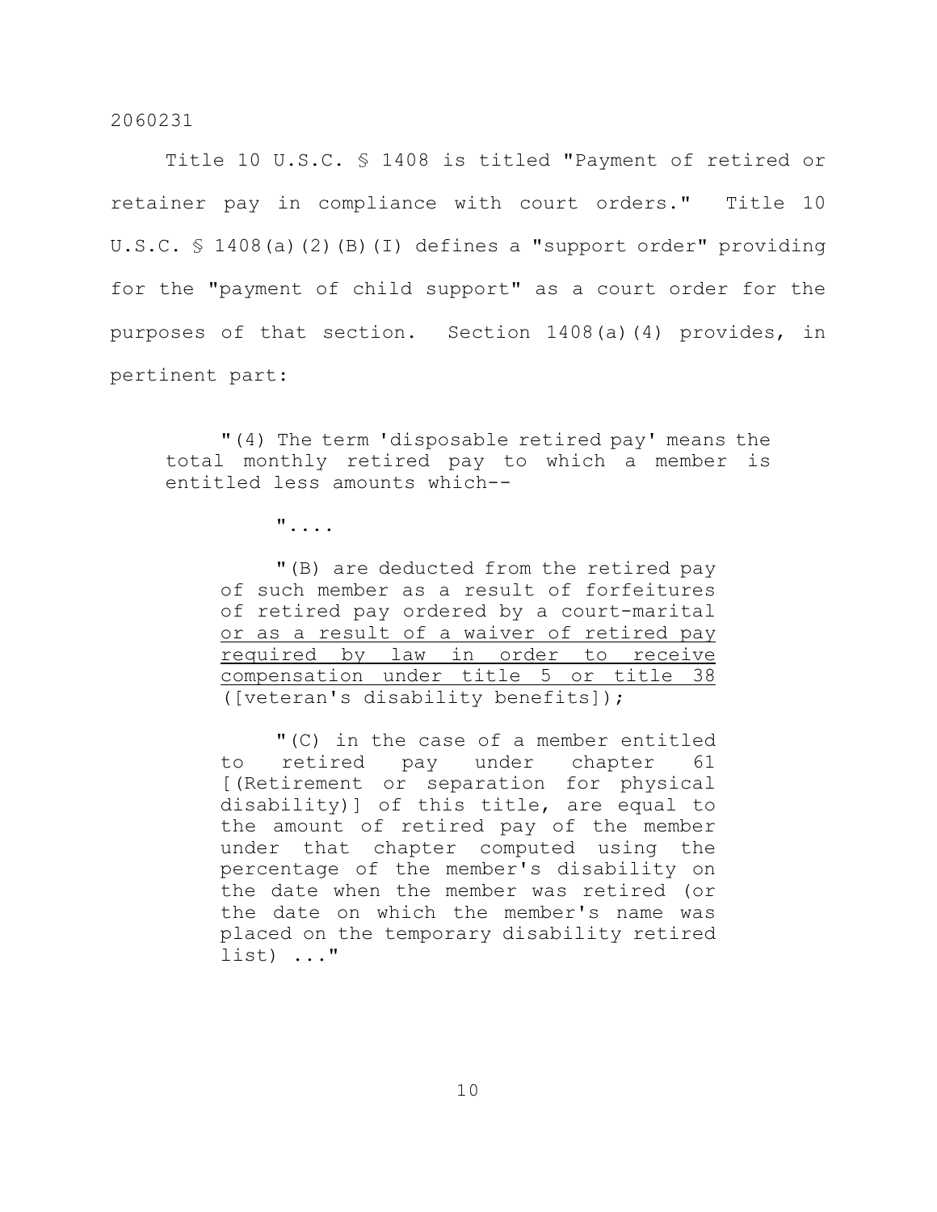Title 10 U.S.C. § 1408 is titled "Payment of retired or retainer pay in compliance with court orders." Title 10 U.S.C. § 1408(a)(2)(B)(I) defines a "support order" providing for the "payment of child support" as a court order for the purposes of that section. Section 1408(a)(4) provides, in pertinent part:

> "(4) The term 'disposable retired pay' means the total monthly retired pay to which a member is entitled less amounts which--
>
> > "....
> >
> > "(B) are deducted from the retired pay of such member as a result of forfeitures of retired pay ordered by a court-marital <u>or as a result of a waiver of retired pay required by law in order to receive compensation under title 5 or title 38</u> ([veteran's disability benefits]);
> >
> > "(C) in the case of a member entitled to retired pay under chapter 61 [(Retirement or separation for physical disability)] of this title, are equal to the amount of retired pay of the member under that chapter computed using the percentage of the member's disability on the date when the member was retired (or the date on which the member's name was placed on the temporary disability retired list) ..."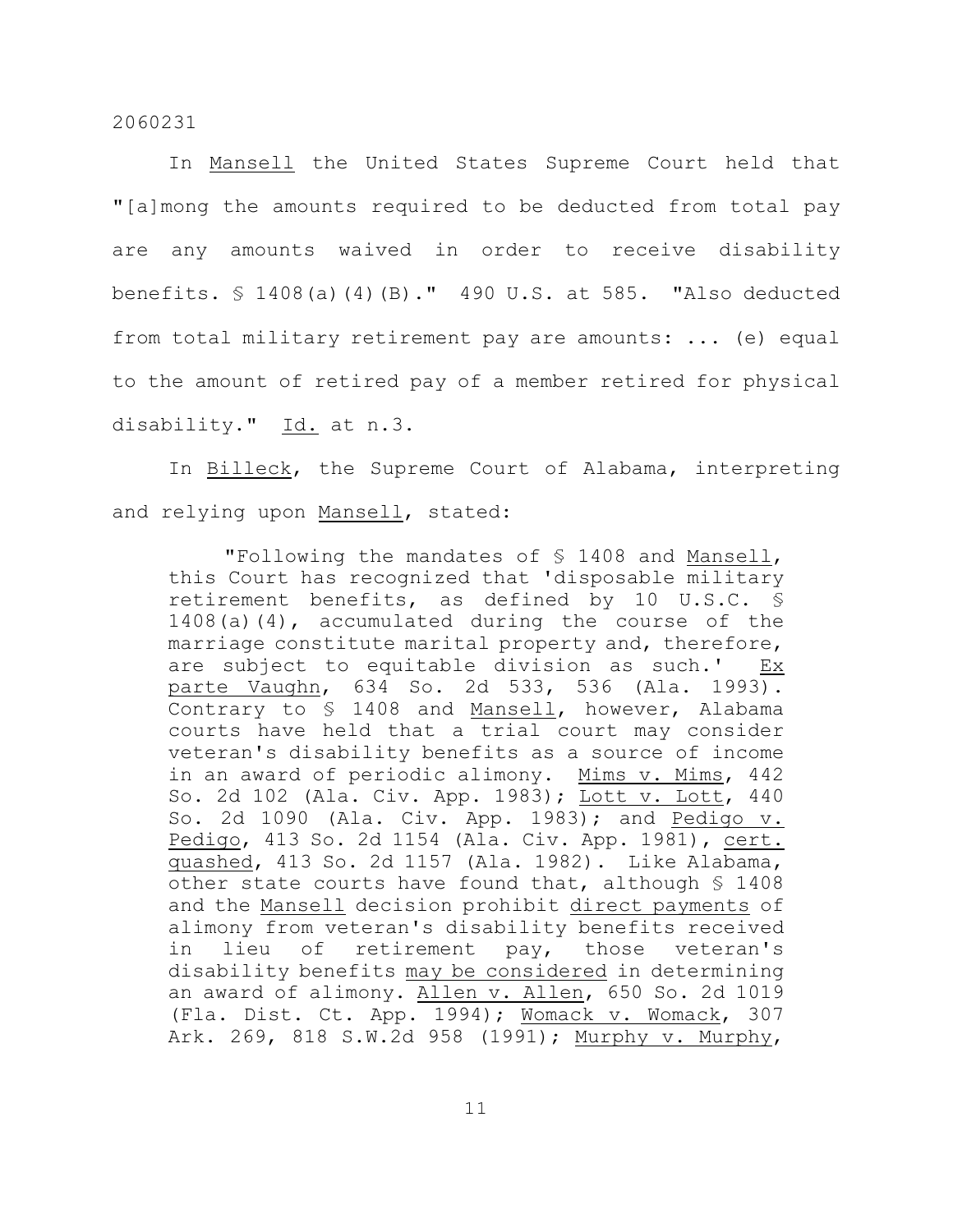In Mansell the United States Supreme Court held that "[a]mong the amounts required to be deducted from total pay are any amounts waived in order to receive disability benefits. § 1408(a)(4)(B)." 490 U.S. at 585. "Also deducted from total military retirement pay are amounts: ... (e) equal to the amount of retired pay of a member retired for physical disability." Id. at n.3.

In Billeck, the Supreme Court of Alabama, interpreting and relying upon Mansell, stated:

> "Following the mandates of § 1408 and Mansell, this Court has recognized that 'disposable military retirement benefits, as defined by 10 U.S.C. § 1408(a)(4), accumulated during the course of the marriage constitute marital property and, therefore, are subject to equitable division as such.' Ex parte Vaughn, 634 So. 2d 533, 536 (Ala. 1993). Contrary to § 1408 and Mansell, however, Alabama courts have held that a trial court may consider veteran's disability benefits as a source of income in an award of periodic alimony. Mims v. Mims, 442 So. 2d 102 (Ala. Civ. App. 1983); Lott v. Lott, 440 So. 2d 1090 (Ala. Civ. App. 1983); and Pedigo v. Pedigo, 413 So. 2d 1154 (Ala. Civ. App. 1981), cert. quashed, 413 So. 2d 1157 (Ala. 1982). Like Alabama, other state courts have found that, although § 1408 and the Mansell decision prohibit direct payments of alimony from veteran's disability benefits received in lieu of retirement pay, those veteran's disability benefits may be considered in determining an award of alimony. Allen v. Allen, 650 So. 2d 1019 (Fla. Dist. Ct. App. 1994); Womack v. Womack, 307 Ark. 269, 818 S.W.2d 958 (1991); Murphy v. Murphy,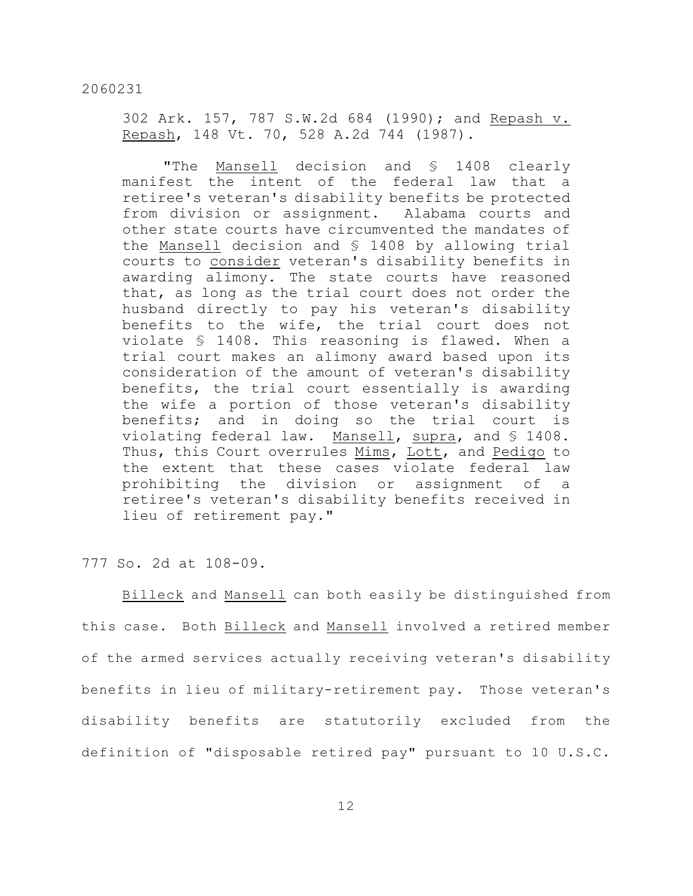> 302 Ark. 157, 787 S.W.2d 684 (1990); and Repash v. Repash, 148 Vt. 70, 528 A.2d 744 (1987).
>
> "The Mansell decision and § 1408 clearly manifest the intent of the federal law that a retiree's veteran's disability benefits be protected from division or assignment. Alabama courts and other state courts have circumvented the mandates of the Mansell decision and § 1408 by allowing trial courts to consider veteran's disability benefits in awarding alimony. The state courts have reasoned that, as long as the trial court does not order the husband directly to pay his veteran's disability benefits to the wife, the trial court does not violate § 1408. This reasoning is flawed. When a trial court makes an alimony award based upon its consideration of the amount of veteran's disability benefits, the trial court essentially is awarding the wife a portion of those veteran's disability benefits; and in doing so the trial court is violating federal law. Mansell, supra, and § 1408. Thus, this Court overrules Mims, Lott, and Pedigo to the extent that these cases violate federal law prohibiting the division or assignment of a retiree's veteran's disability benefits received in lieu of retirement pay."

777 So. 2d at 108-09.

Billeck and Mansell can both easily be distinguished from this case. Both Billeck and Mansell involved a retired member of the armed services actually receiving veteran's disability benefits in lieu of military-retirement pay. Those veteran's disability benefits are statutorily excluded from the definition of "disposable retired pay" pursuant to 10 U.S.C.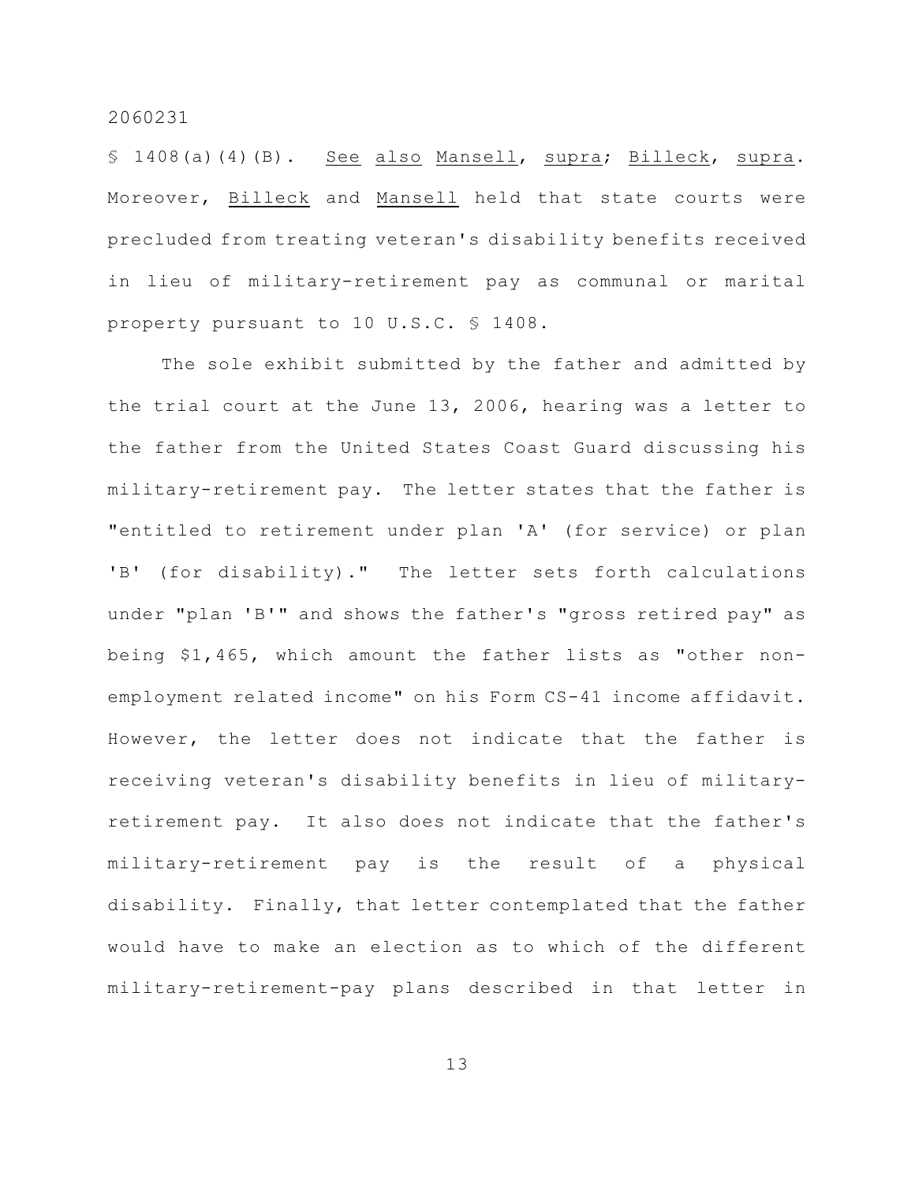§ 1408(a)(4)(B). See also Mansell, supra; Billeck, supra. Moreover, Billeck and Mansell held that state courts were precluded from treating veteran's disability benefits received in lieu of military-retirement pay as communal or marital property pursuant to 10 U.S.C. § 1408.

The sole exhibit submitted by the father and admitted by the trial court at the June 13, 2006, hearing was a letter to the father from the United States Coast Guard discussing his military-retirement pay. The letter states that the father is "entitled to retirement under plan 'A' (for service) or plan 'B' (for disability)." The letter sets forth calculations under "plan 'B'" and shows the father's "gross retired pay" as being $1,465, which amount the father lists as "other non-employment related income" on his Form CS-41 income affidavit. However, the letter does not indicate that the father is receiving veteran's disability benefits in lieu of military-retirement pay. It also does not indicate that the father's military-retirement pay is the result of a physical disability. Finally, that letter contemplated that the father would have to make an election as to which of the different military-retirement-pay plans described in that letter in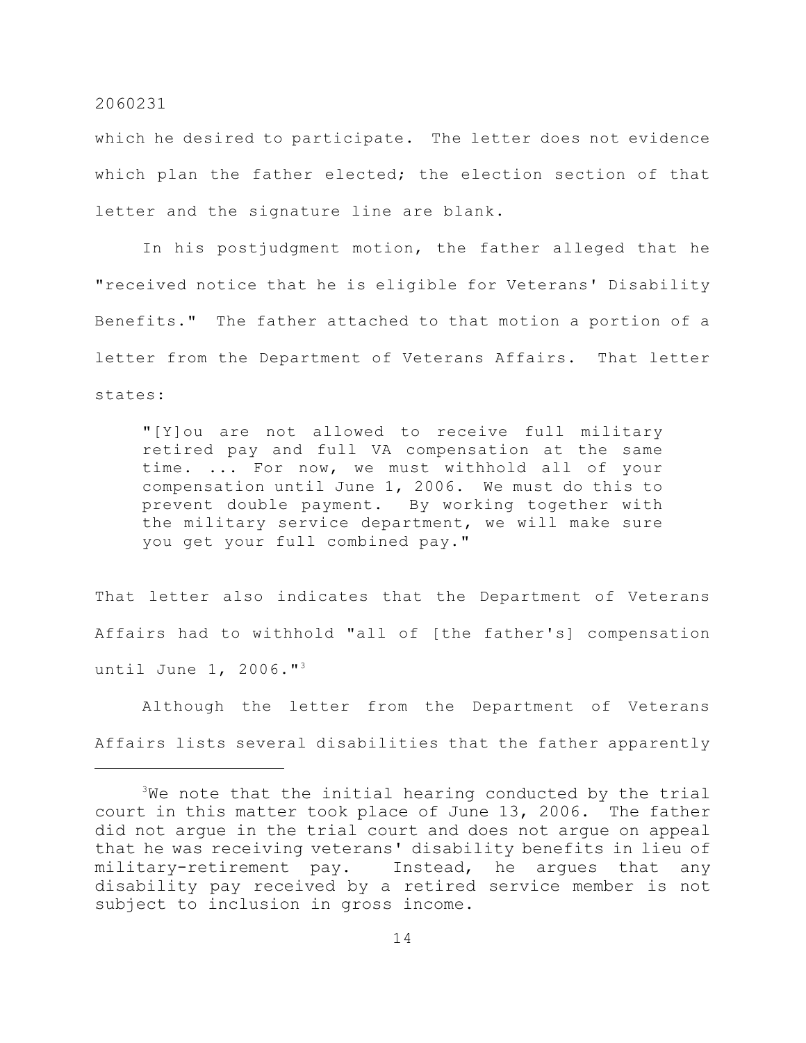which he desired to participate. The letter does not evidence which plan the father elected; the election section of that letter and the signature line are blank.

In his postjudgment motion, the father alleged that he "received notice that he is eligible for Veterans' Disability Benefits." The father attached to that motion a portion of a letter from the Department of Veterans Affairs. That letter states:

> "[Y]ou are not allowed to receive full military retired pay and full VA compensation at the same time. ... For now, we must withhold all of your compensation until June 1, 2006. We must do this to prevent double payment. By working together with the military service department, we will make sure you get your full combined pay."

That letter also indicates that the Department of Veterans Affairs had to withhold "all of [the father's] compensation until June 1, 2006."[3]

Although the letter from the Department of Veterans Affairs lists several disabilities that the father apparently

---

[3]We note that the initial hearing conducted by the trial court in this matter took place of June 13, 2006. The father did not argue in the trial court and does not argue on appeal that he was receiving veterans' disability benefits in lieu of military-retirement pay. Instead, he argues that any disability pay received by a retired service member is not subject to inclusion in gross income.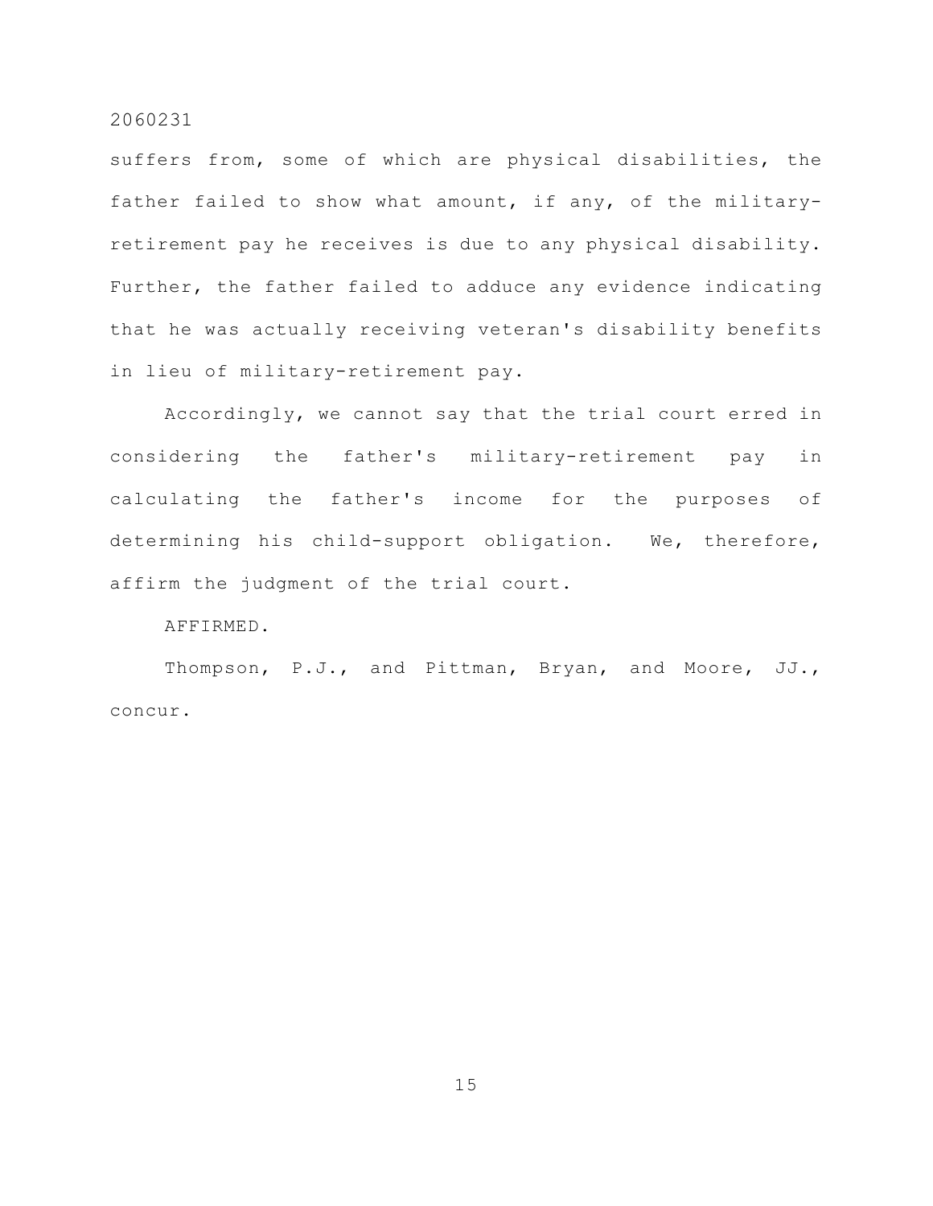suffers from, some of which are physical disabilities, the father failed to show what amount, if any, of the military-retirement pay he receives is due to any physical disability. Further, the father failed to adduce any evidence indicating that he was actually receiving veteran's disability benefits in lieu of military-retirement pay.

Accordingly, we cannot say that the trial court erred in considering the father's military-retirement pay in calculating the father's income for the purposes of determining his child-support obligation. We, therefore, affirm the judgment of the trial court.

AFFIRMED.

Thompson, P.J., and Pittman, Bryan, and Moore, JJ., concur.